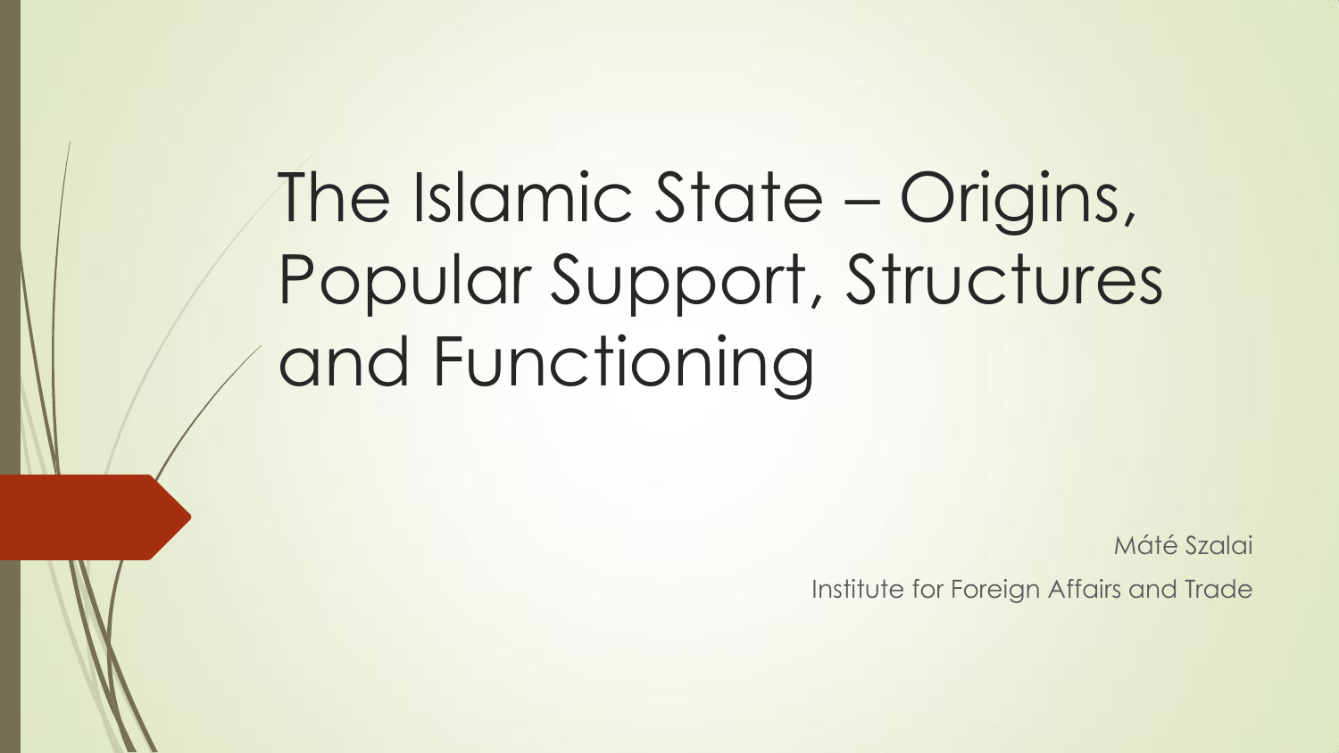# The Islamic State – Origins, Popular Support, Structures and Functioning

Máté Szalai

Institute for Foreign Affairs and Trade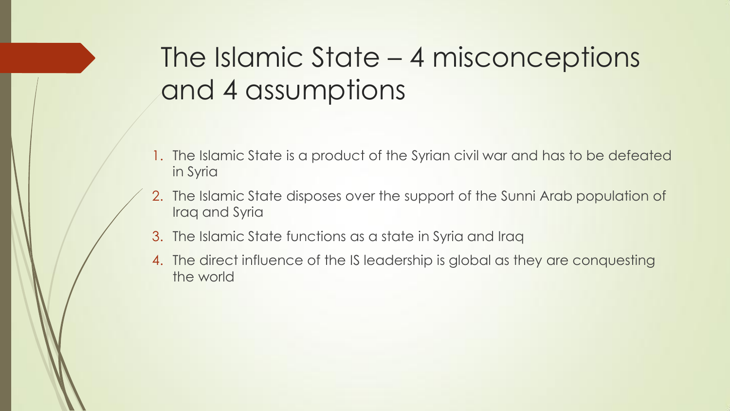# The Islamic State – 4 misconceptions and 4 assumptions

1. The Islamic State is a product of the Syrian civil war and has to be defeated in Syria
2. The Islamic State disposes over the support of the Sunni Arab population of Iraq and Syria
3. The Islamic State functions as a state in Syria and Iraq
4. The direct influence of the IS leadership is global as they are conquesting the world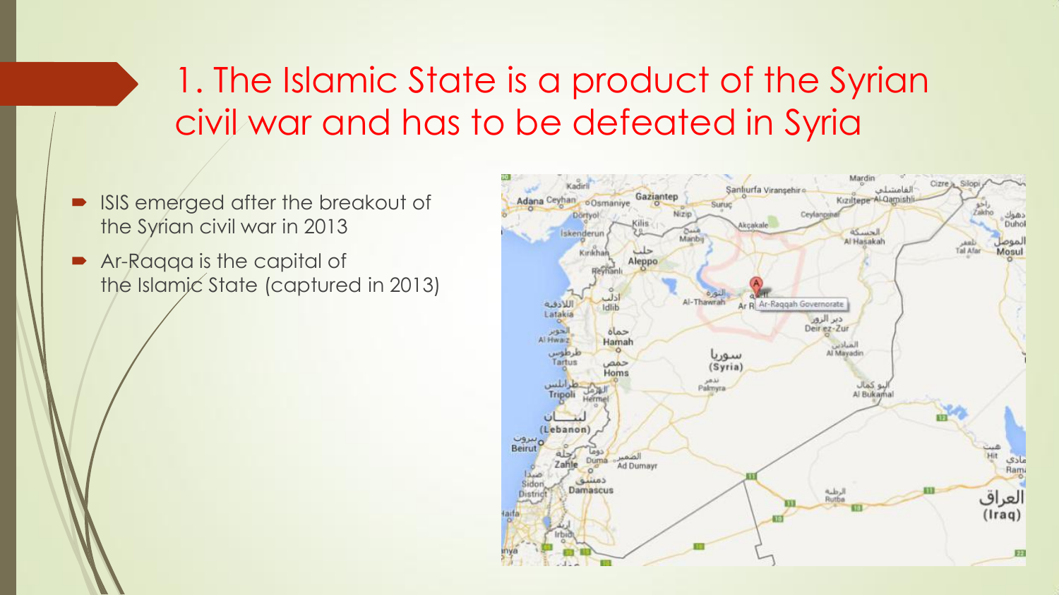# 1. The Islamic State is a product of the Syrian civil war and has to be defeated in Syria

- ISIS emerged after the breakout of the Syrian civil war in 2013
- Ar-Raqqa is the capital of the Islamic State (captured in 2013)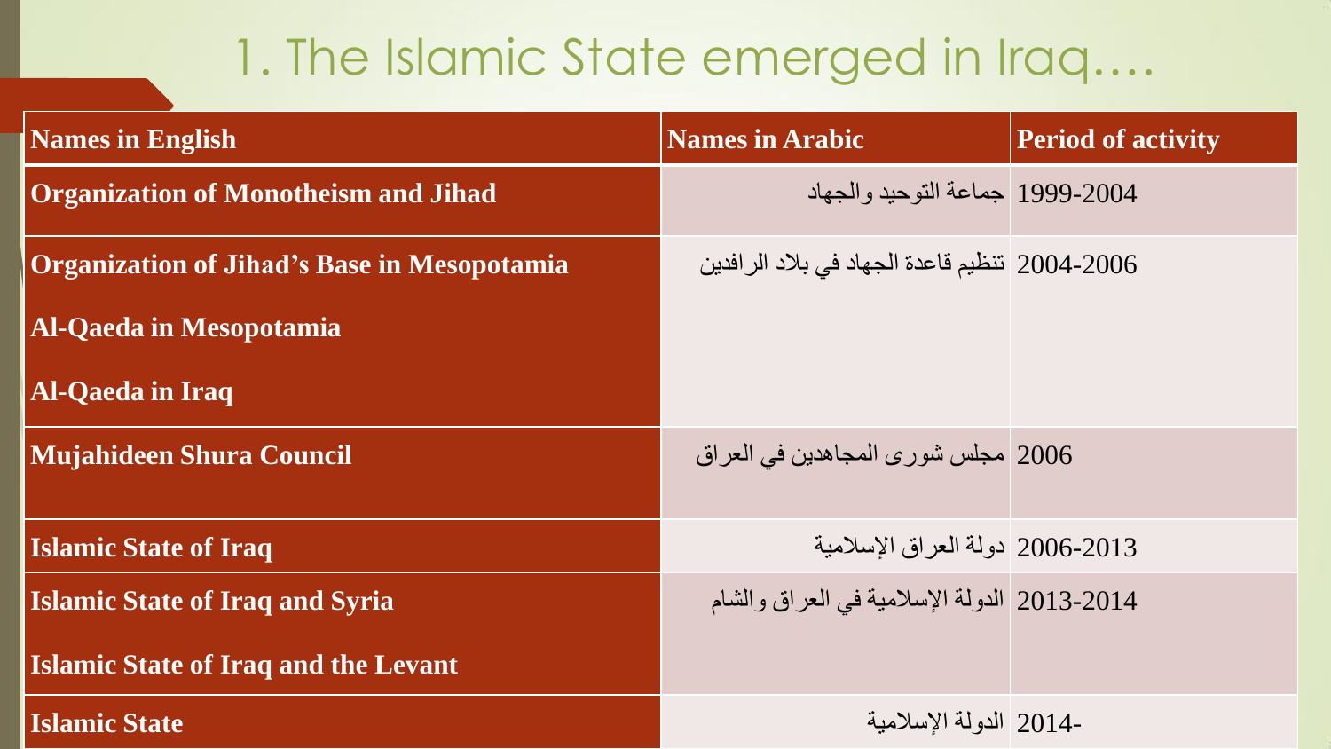# 1. The Islamic State emerged in Iraq….

| Names in English | Names in Arabic | Period of activity |
| --- | --- | --- |
| Organization of Monotheism and Jihad | جماعة التوحيد والجهاد | 1999-2004 |
| Organization of Jihad's Base in Mesopotamia<br>Al-Qaeda in Mesopotamia<br>Al-Qaeda in Iraq | تنظيم قاعدة الجهاد في بلاد الرافدين | 2004-2006 |
| Mujahideen Shura Council | مجلس شورى المجاهدين في العراق | 2006 |
| Islamic State of Iraq | دولة العراق الإسلامية | 2006-2013 |
| Islamic State of Iraq and Syria<br>Islamic State of Iraq and the Levant | الدولة الإسلامية في العراق والشام | 2013-2014 |
| Islamic State | الدولة الإسلامية | 2014- |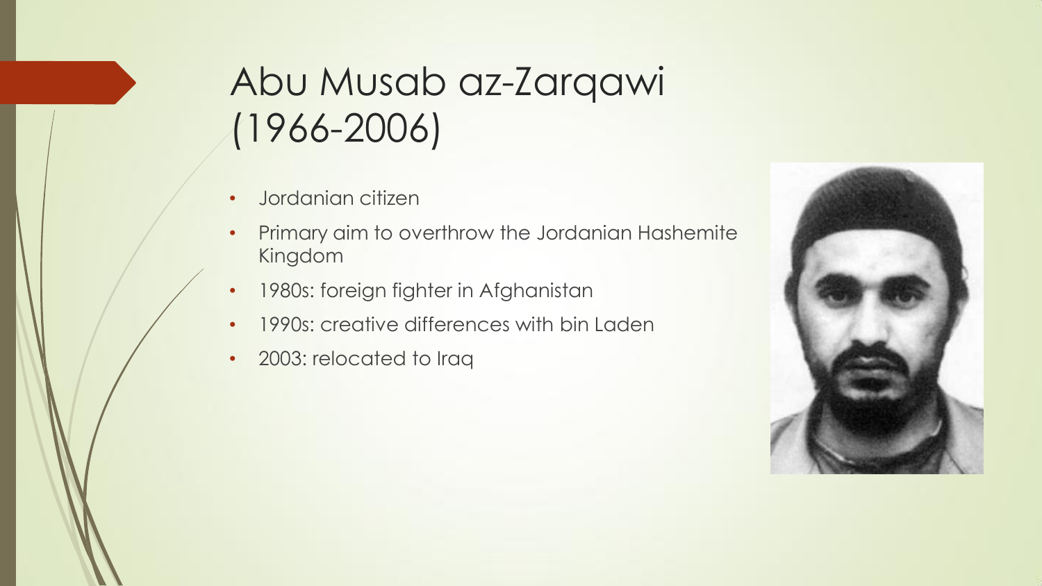# Abu Musab az-Zarqawi (1966-2006)

- Jordanian citizen
- Primary aim to overthrow the Jordanian Hashemite Kingdom
- 1980s: foreign fighter in Afghanistan
- 1990s: creative differences with bin Laden
- 2003: relocated to Iraq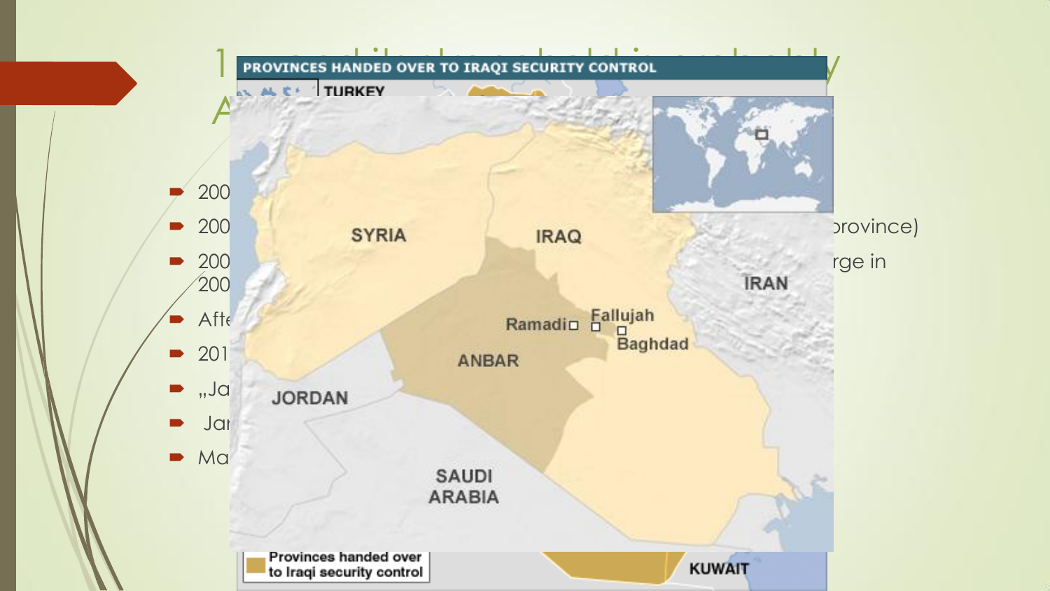1 ... A...

- 200
- 200 ...province)
- 200 ...rge in 200
- Afte
- 201
- „Ja
- Jar
- Ma

PROVINCES HANDED OVER TO IRAQI SECURITY CONTROL

TURKEY

SYRIA

IRAQ

IRAN

Ramadi

Fallujah

Baghdad

ANBAR

JORDAN

SAUDI ARABIA

KUWAIT

Provinces handed over to Iraqi security control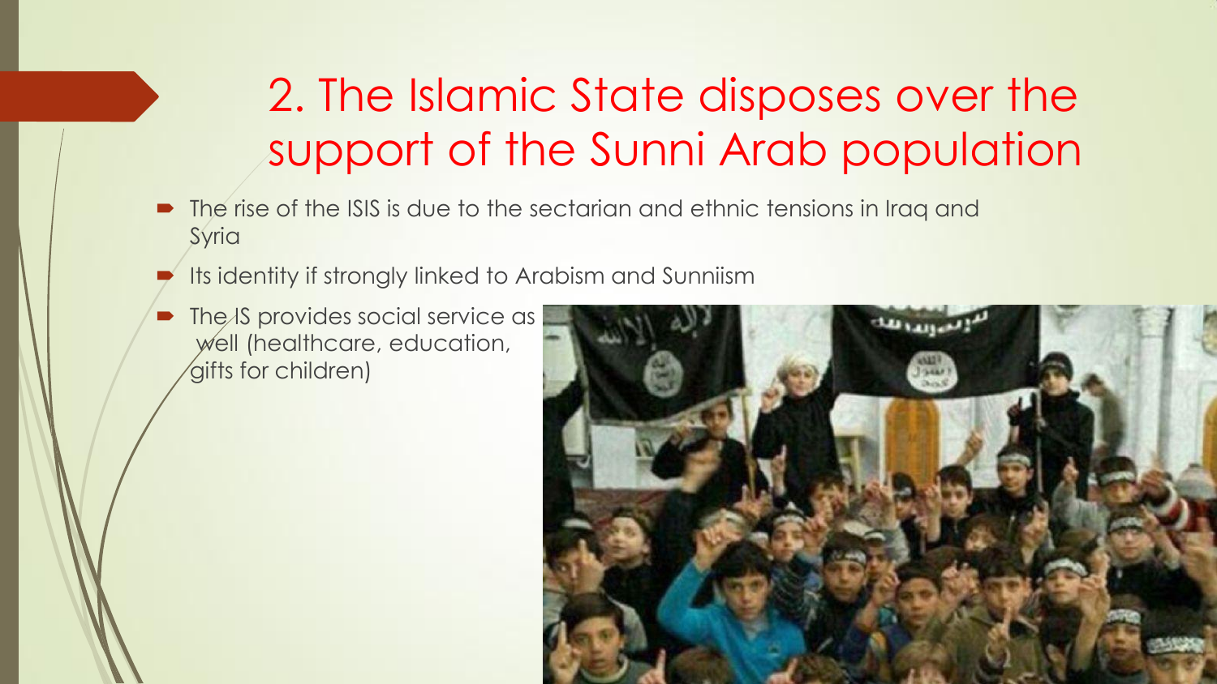# 2. The Islamic State disposes over the support of the Sunni Arab population

- The rise of the ISIS is due to the sectarian and ethnic tensions in Iraq and Syria
- Its identity if strongly linked to Arabism and Sunniism
- The IS provides social service as well (healthcare, education, gifts for children)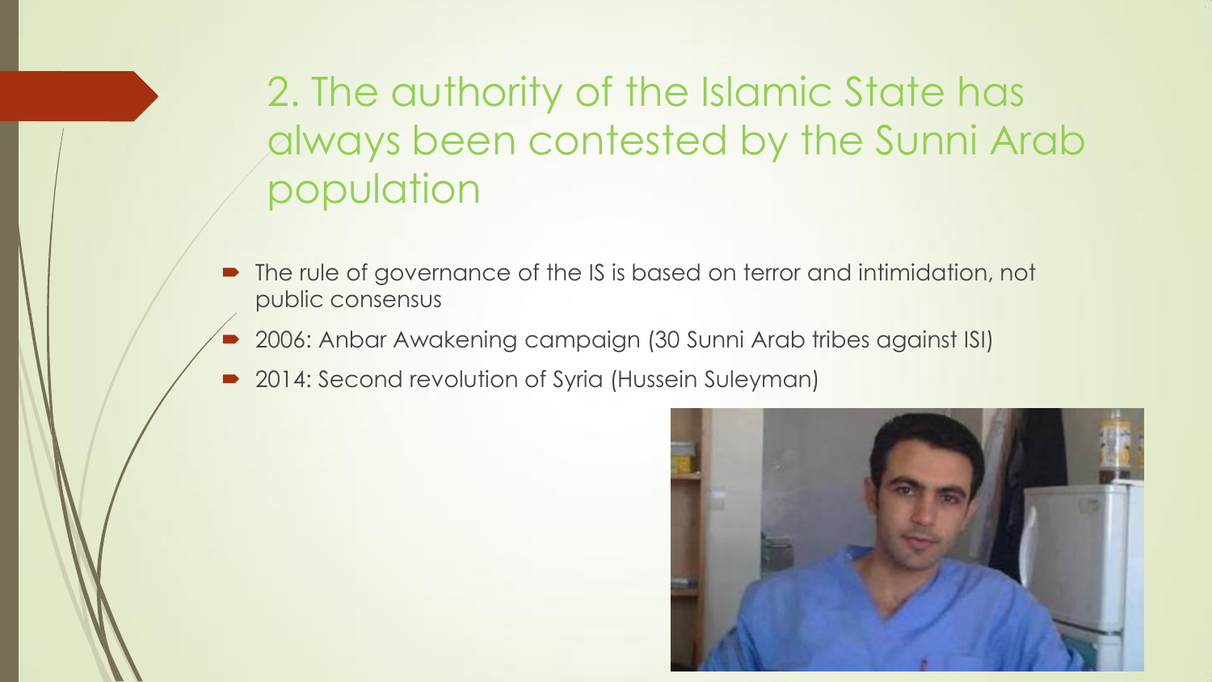## 2. The authority of the Islamic State has always been contested by the Sunni Arab population

- The rule of governance of the IS is based on terror and intimidation, not public consensus
- 2006: Anbar Awakening campaign (30 Sunni Arab tribes against ISI)
- 2014: Second revolution of Syria (Hussein Suleyman)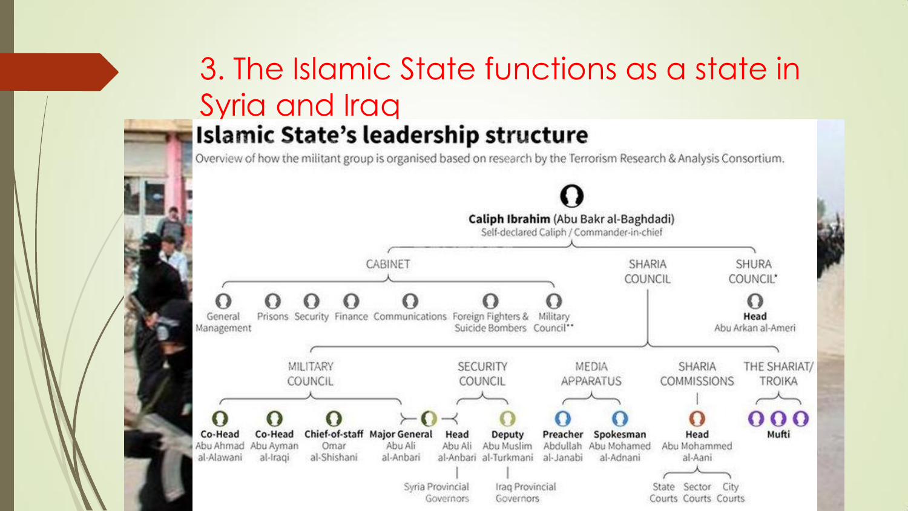# 3. The Islamic State functions as a state in Syria and Iraq

## Islamic State's leadership structure

Overview of how the militant group is organised based on research by the Terrorism Research & Analysis Consortium.

**Caliph Ibrahim** (Abu Bakr al-Baghdadi)
Self-declared Caliph / Commander-in-chief

- CABINET
  - General Management
  - Prisons
  - Security
  - Finance
  - Communications
  - Foreign Fighters & Suicide Bombers
  - Military Council**
- SHARIA COUNCIL
- SHURA COUNCIL*
  - **Head** Abu Arkan al-Ameri

- MILITARY COUNCIL
  - **Co-Head** Abu Ahmad al-Alawani
  - **Co-Head** Abu Ayman al-Iraqi
  - **Chief-of-staff** Omar al-Shishani
  - **Major General** Abu Ali al-Anbari
- SECURITY COUNCIL
  - **Head** Abu Ali al-Anbari
    - Syria Provincial Governors
  - **Deputy** Abu Muslim al-Turkmani
    - Iraq Provincial Governors
- MEDIA APPARATUS
  - **Preacher** Abdullah al-Janabi
  - **Spokesman** Abu Mohamed al-Adnani
- SHARIA COMMISSIONS
  - **Head** Abu Mohammed al-Aani
    - State Courts
    - Sector Courts
    - City Courts
- THE SHARIAT/ TROIKA
  - **Mufti**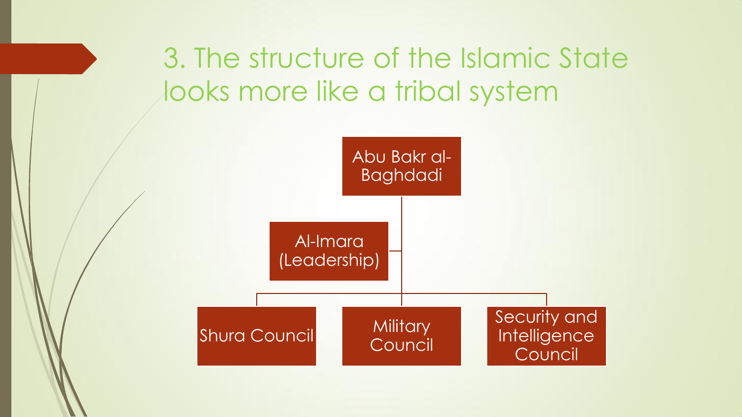# 3. The structure of the Islamic State looks more like a tribal system

- Abu Bakr al-Baghdadi
  - Al-Imara (Leadership)
  - Shura Council
  - Military Council
  - Security and Intelligence Council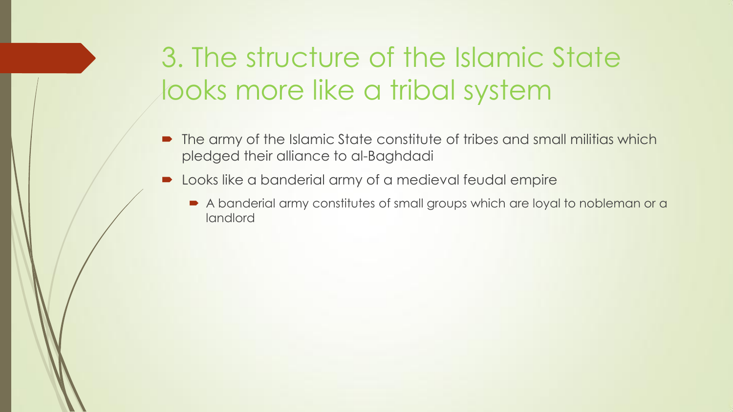# 3. The structure of the Islamic State looks more like a tribal system

- The army of the Islamic State constitute of tribes and small militias which pledged their alliance to al-Baghdadi
- Looks like a banderial army of a medieval feudal empire
  - A banderial army constitutes of small groups which are loyal to nobleman or a landlord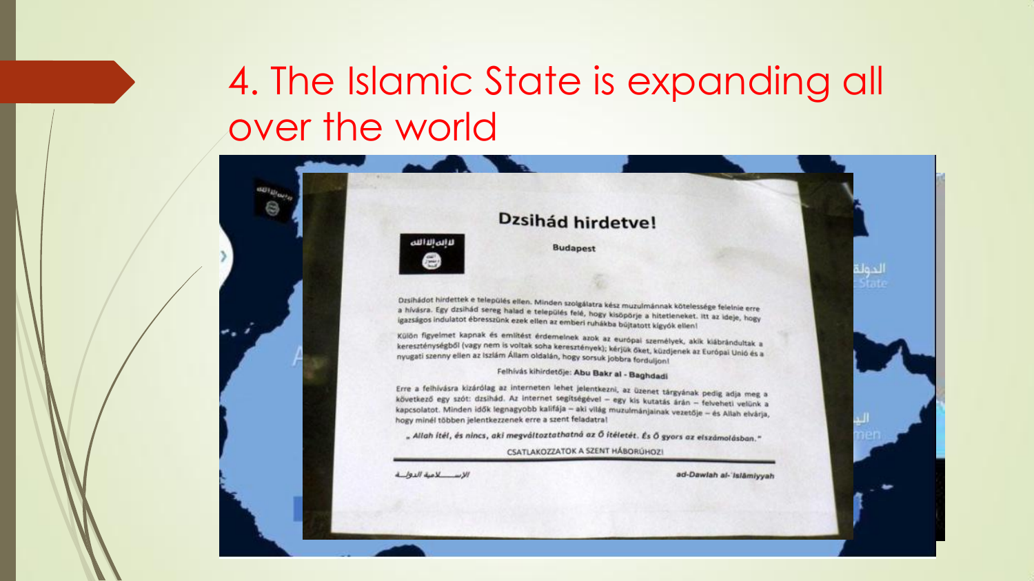# 4. The Islamic State is expanding all over the world

## Dzsihád hirdetve!

**Budapest**

Dzsihádot hirdettek e település ellen. Minden szolgálatra kész muzulmánnak kötelessége felelnie erre a hívásra. Egy dzsihád sereg halad e település felé, hogy kisöpörje a hitetleneket. Itt az ideje, hogy igazságos indulatot ébresszünk ezek ellen az emberi ruhákba bújtatott kígyók ellen!

Külön figyelmet kapnak és említést érdemelnek azok az európai személyek, akik kiábrándultak a kereszténységből (vagy nem is voltak soha keresztények); kérjük őket, küzdjenek az Európai Unió és a nyugati szenny ellen az Iszlám Állam oldalán, hogy sorsuk jobbra forduljon!

Felhívás kihirdetője: **Abu Bakr al - Baghdadi**

Erre a felhívásra kizárólag az interneten lehet jelentkezni, az üzenet tárgyának pedig adja meg a következő egy szót: dzsihád. Az internet segítségével – egy kis kutatás árán – felveheti velünk a kapcsolatot. Minden idők legnagyobb kalifája – aki világ muzulmánjainak vezetője – és Allah elvárja, hogy minél többen jelentkezzenek erre a szent feladatra!

***„Allah ítél, és nincs, aki megváltoztathatná az Ő ítéletét. És Ő gyors az elszámolásban."***

CSATLAKOZZATOK A SZENT HÁBORÚHOZ!

---

*الدولـــة الإســـلامية* **ad-Dawlah al-ʾIslāmiyyah**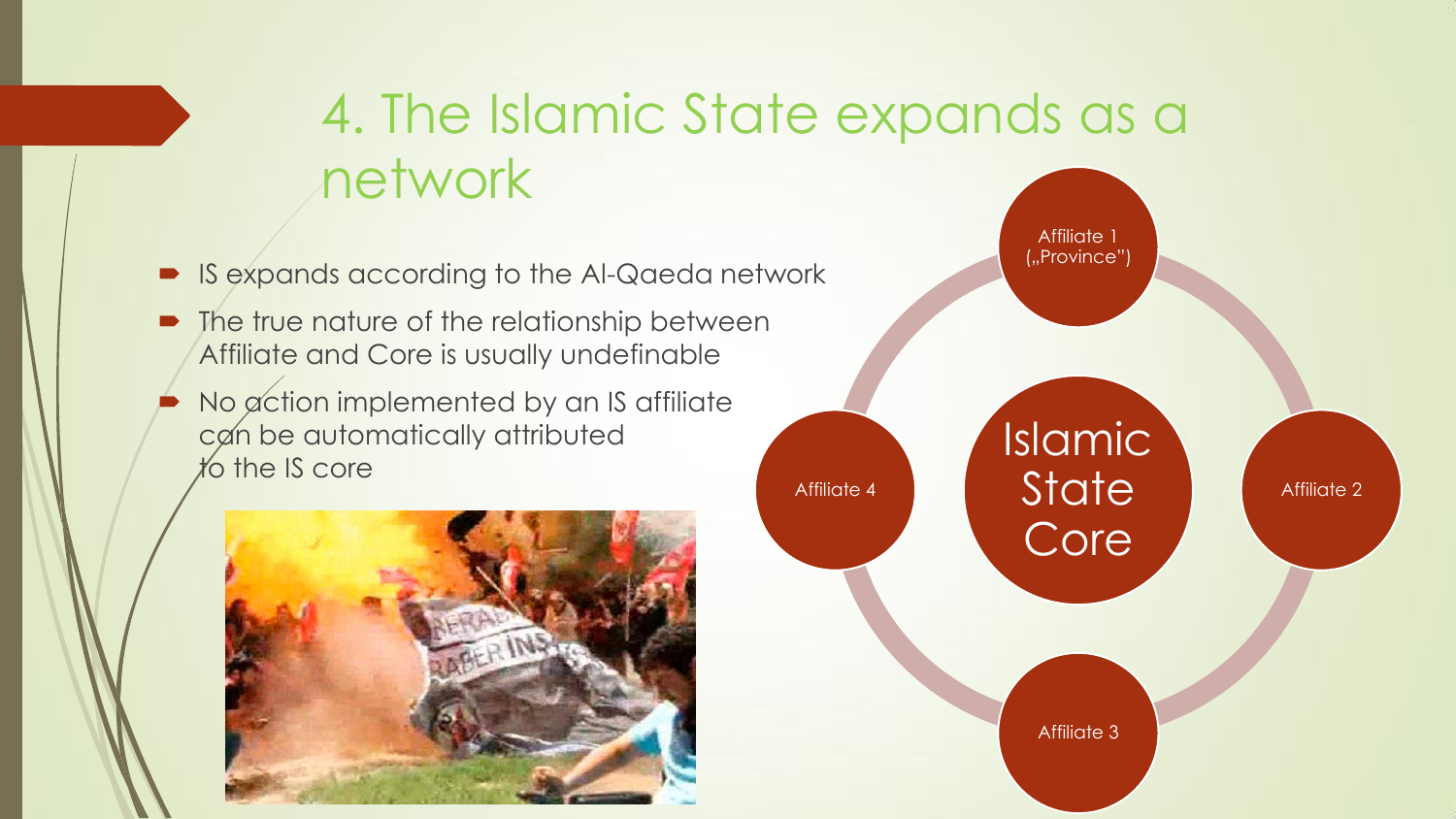# 4. The Islamic State expands as a network

- IS expands according to the Al-Qaeda network
- The true nature of the relationship between Affiliate and Core is usually undefinable
- No action implemented by an IS affiliate can be automatically attributed to the IS core

Islamic State Core

Affiliate 1 („Province")

Affiliate 2

Affiliate 3

Affiliate 4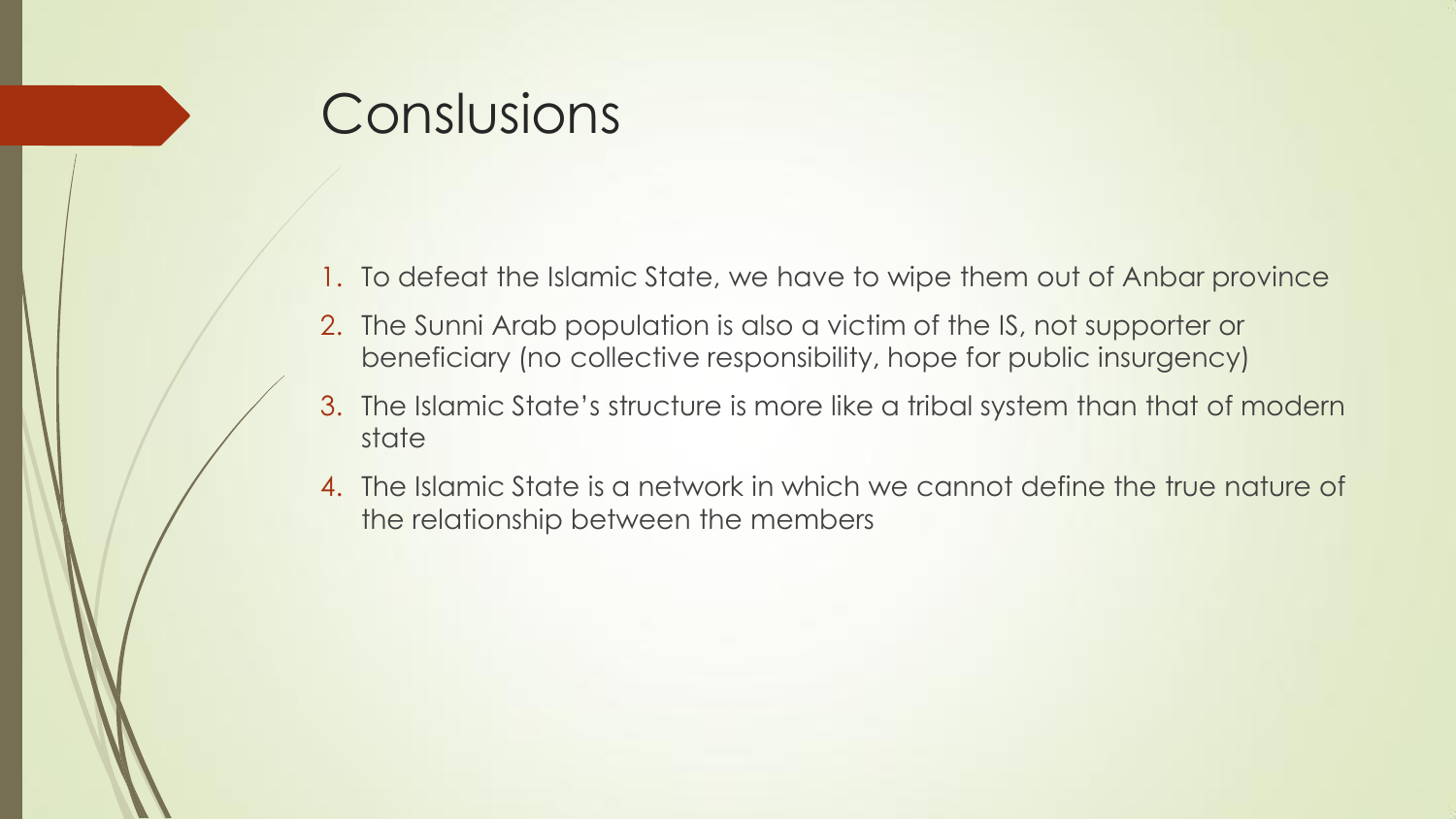# Conslusions

1. To defeat the Islamic State, we have to wipe them out of Anbar province
2. The Sunni Arab population is also a victim of the IS, not supporter or beneficiary (no collective responsibility, hope for public insurgency)
3. The Islamic State's structure is more like a tribal system than that of modern state
4. The Islamic State is a network in which we cannot define the true nature of the relationship between the members